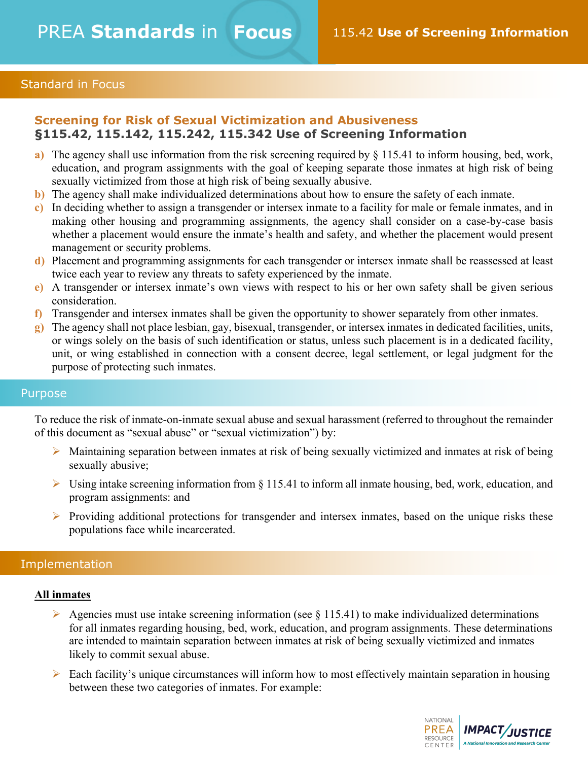# PREA Standards in Focus

## 115.42 Use of Screening Information

## Standard in Focus

### Screening for Risk of Sexual Victimization and Abusiveness

### §115.42, 115.142, 115.242, 115.342 Use of Screening Information

a) The agency shall use information from the risk screening required by § 115.41 to inform housing, bed, work, education, and program assignments with the goal of keeping separate those inmates at high risk of being sexually victimized from those at high risk of being sexually abusive.

b) The agency shall make individualized determinations about how to ensure the safety of each inmate.

c) In deciding whether to assign a transgender or intersex inmate to a facility for male or female inmates, and in making other housing and programming assignments, the agency shall consider on a case-by-case basis whether a placement would ensure the inmate's health and safety, and whether the placement would present management or security problems.

d) Placement and programming assignments for each transgender or intersex inmate shall be reassessed at least twice each year to review any threats to safety experienced by the inmate.

e) A transgender or intersex inmate's own views with respect to his or her own safety shall be given serious consideration.

f) Transgender and intersex inmates shall be given the opportunity to shower separately from other inmates.

g) The agency shall not place lesbian, gay, bisexual, transgender, or intersex inmates in dedicated facilities, units, or wings solely on the basis of such identification or status, unless such placement is in a dedicated facility, unit, or wing established in connection with a consent decree, legal settlement, or legal judgment for the purpose of protecting such inmates.

## Purpose

To reduce the risk of inmate-on-inmate sexual abuse and sexual harassment (referred to throughout the remainder of this document as "sexual abuse" or "sexual victimization") by:

- Maintaining separation between inmates at risk of being sexually victimized and inmates at risk of being sexually abusive;
- Using intake screening information from § 115.41 to inform all inmate housing, bed, work, education, and program assignments: and
- Providing additional protections for transgender and intersex inmates, based on the unique risks these populations face while incarcerated.

## Implementation

**All inmates**

- Agencies must use intake screening information (see § 115.41) to make individualized determinations for all inmates regarding housing, bed, work, education, and program assignments. These determinations are intended to maintain separation between inmates at risk of being sexually victimized and inmates likely to commit sexual abuse.
- Each facility's unique circumstances will inform how to most effectively maintain separation in housing between these two categories of inmates. For example: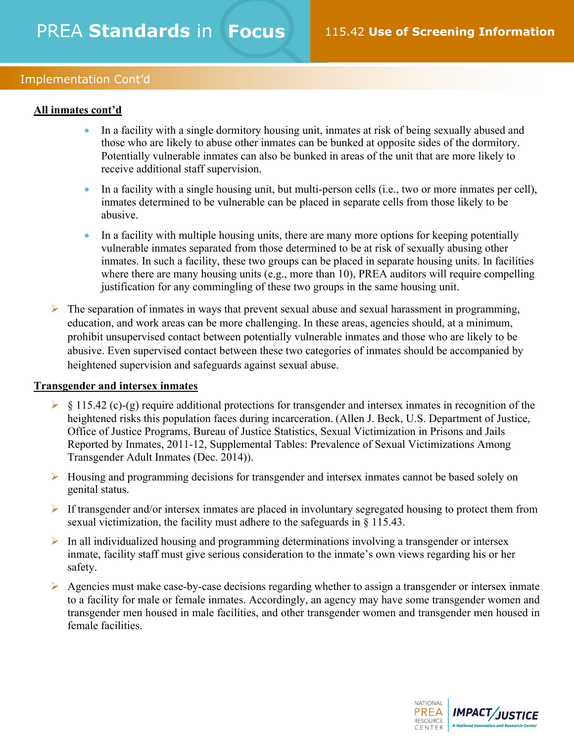## Implementation Cont'd

**All inmates cont'd**

- In a facility with a single dormitory housing unit, inmates at risk of being sexually abused and those who are likely to abuse other inmates can be bunked at opposite sides of the dormitory. Potentially vulnerable inmates can also be bunked in areas of the unit that are more likely to receive additional staff supervision.
- In a facility with a single housing unit, but multi-person cells (i.e., two or more inmates per cell), inmates determined to be vulnerable can be placed in separate cells from those likely to be abusive.
- In a facility with multiple housing units, there are many more options for keeping potentially vulnerable inmates separated from those determined to be at risk of sexually abusing other inmates. In such a facility, these two groups can be placed in separate housing units. In facilities where there are many housing units (e.g., more than 10), PREA auditors will require compelling justification for any commingling of these two groups in the same housing unit.

- The separation of inmates in ways that prevent sexual abuse and sexual harassment in programming, education, and work areas can be more challenging. In these areas, agencies should, at a minimum, prohibit unsupervised contact between potentially vulnerable inmates and those who are likely to be abusive. Even supervised contact between these two categories of inmates should be accompanied by heightened supervision and safeguards against sexual abuse.

**Transgender and intersex inmates**

- § 115.42 (c)-(g) require additional protections for transgender and intersex inmates in recognition of the heightened risks this population faces during incarceration. (Allen J. Beck, U.S. Department of Justice, Office of Justice Programs, Bureau of Justice Statistics, Sexual Victimization in Prisons and Jails Reported by Inmates, 2011-12, Supplemental Tables: Prevalence of Sexual Victimizations Among Transgender Adult Inmates (Dec. 2014)).
- Housing and programming decisions for transgender and intersex inmates cannot be based solely on genital status.
- If transgender and/or intersex inmates are placed in involuntary segregated housing to protect them from sexual victimization, the facility must adhere to the safeguards in § 115.43.
- In all individualized housing and programming determinations involving a transgender or intersex inmate, facility staff must give serious consideration to the inmate's own views regarding his or her safety.
- Agencies must make case-by-case decisions regarding whether to assign a transgender or intersex inmate to a facility for male or female inmates. Accordingly, an agency may have some transgender women and transgender men housed in male facilities, and other transgender women and transgender men housed in female facilities.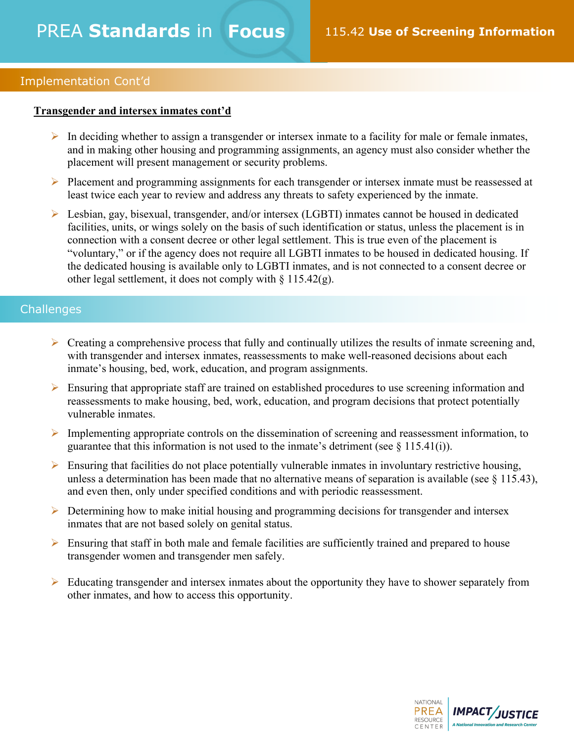## Implementation Cont'd

**Transgender and intersex inmates cont'd**

- In deciding whether to assign a transgender or intersex inmate to a facility for male or female inmates, and in making other housing and programming assignments, an agency must also consider whether the placement will present management or security problems.
- Placement and programming assignments for each transgender or intersex inmate must be reassessed at least twice each year to review and address any threats to safety experienced by the inmate.
- Lesbian, gay, bisexual, transgender, and/or intersex (LGBTI) inmates cannot be housed in dedicated facilities, units, or wings solely on the basis of such identification or status, unless the placement is in connection with a consent decree or other legal settlement. This is true even of the placement is "voluntary," or if the agency does not require all LGBTI inmates to be housed in dedicated housing. If the dedicated housing is available only to LGBTI inmates, and is not connected to a consent decree or other legal settlement, it does not comply with § 115.42(g).

## Challenges

- Creating a comprehensive process that fully and continually utilizes the results of inmate screening and, with transgender and intersex inmates, reassessments to make well-reasoned decisions about each inmate's housing, bed, work, education, and program assignments.
- Ensuring that appropriate staff are trained on established procedures to use screening information and reassessments to make housing, bed, work, education, and program decisions that protect potentially vulnerable inmates.
- Implementing appropriate controls on the dissemination of screening and reassessment information, to guarantee that this information is not used to the inmate's detriment (see § 115.41(i)).
- Ensuring that facilities do not place potentially vulnerable inmates in involuntary restrictive housing, unless a determination has been made that no alternative means of separation is available (see § 115.43), and even then, only under specified conditions and with periodic reassessment.
- Determining how to make initial housing and programming decisions for transgender and intersex inmates that are not based solely on genital status.
- Ensuring that staff in both male and female facilities are sufficiently trained and prepared to house transgender women and transgender men safely.
- Educating transgender and intersex inmates about the opportunity they have to shower separately from other inmates, and how to access this opportunity.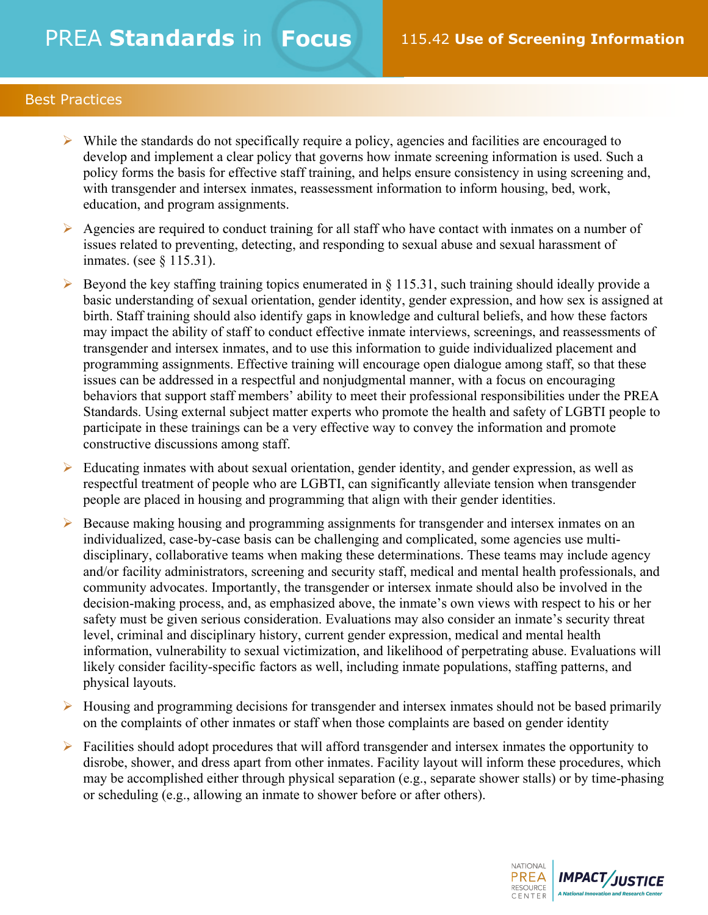## Best Practices

- While the standards do not specifically require a policy, agencies and facilities are encouraged to develop and implement a clear policy that governs how inmate screening information is used. Such a policy forms the basis for effective staff training, and helps ensure consistency in using screening and, with transgender and intersex inmates, reassessment information to inform housing, bed, work, education, and program assignments.
- Agencies are required to conduct training for all staff who have contact with inmates on a number of issues related to preventing, detecting, and responding to sexual abuse and sexual harassment of inmates. (see § 115.31).
- Beyond the key staffing training topics enumerated in § 115.31, such training should ideally provide a basic understanding of sexual orientation, gender identity, gender expression, and how sex is assigned at birth. Staff training should also identify gaps in knowledge and cultural beliefs, and how these factors may impact the ability of staff to conduct effective inmate interviews, screenings, and reassessments of transgender and intersex inmates, and to use this information to guide individualized placement and programming assignments. Effective training will encourage open dialogue among staff, so that these issues can be addressed in a respectful and nonjudgmental manner, with a focus on encouraging behaviors that support staff members' ability to meet their professional responsibilities under the PREA Standards. Using external subject matter experts who promote the health and safety of LGBTI people to participate in these trainings can be a very effective way to convey the information and promote constructive discussions among staff.
- Educating inmates with about sexual orientation, gender identity, and gender expression, as well as respectful treatment of people who are LGBTI, can significantly alleviate tension when transgender people are placed in housing and programming that align with their gender identities.
- Because making housing and programming assignments for transgender and intersex inmates on an individualized, case-by-case basis can be challenging and complicated, some agencies use multi-disciplinary, collaborative teams when making these determinations. These teams may include agency and/or facility administrators, screening and security staff, medical and mental health professionals, and community advocates. Importantly, the transgender or intersex inmate should also be involved in the decision-making process, and, as emphasized above, the inmate's own views with respect to his or her safety must be given serious consideration. Evaluations may also consider an inmate's security threat level, criminal and disciplinary history, current gender expression, medical and mental health information, vulnerability to sexual victimization, and likelihood of perpetrating abuse. Evaluations will likely consider facility-specific factors as well, including inmate populations, staffing patterns, and physical layouts.
- Housing and programming decisions for transgender and intersex inmates should not be based primarily on the complaints of other inmates or staff when those complaints are based on gender identity
- Facilities should adopt procedures that will afford transgender and intersex inmates the opportunity to disrobe, shower, and dress apart from other inmates. Facility layout will inform these procedures, which may be accomplished either through physical separation (e.g., separate shower stalls) or by time-phasing or scheduling (e.g., allowing an inmate to shower before or after others).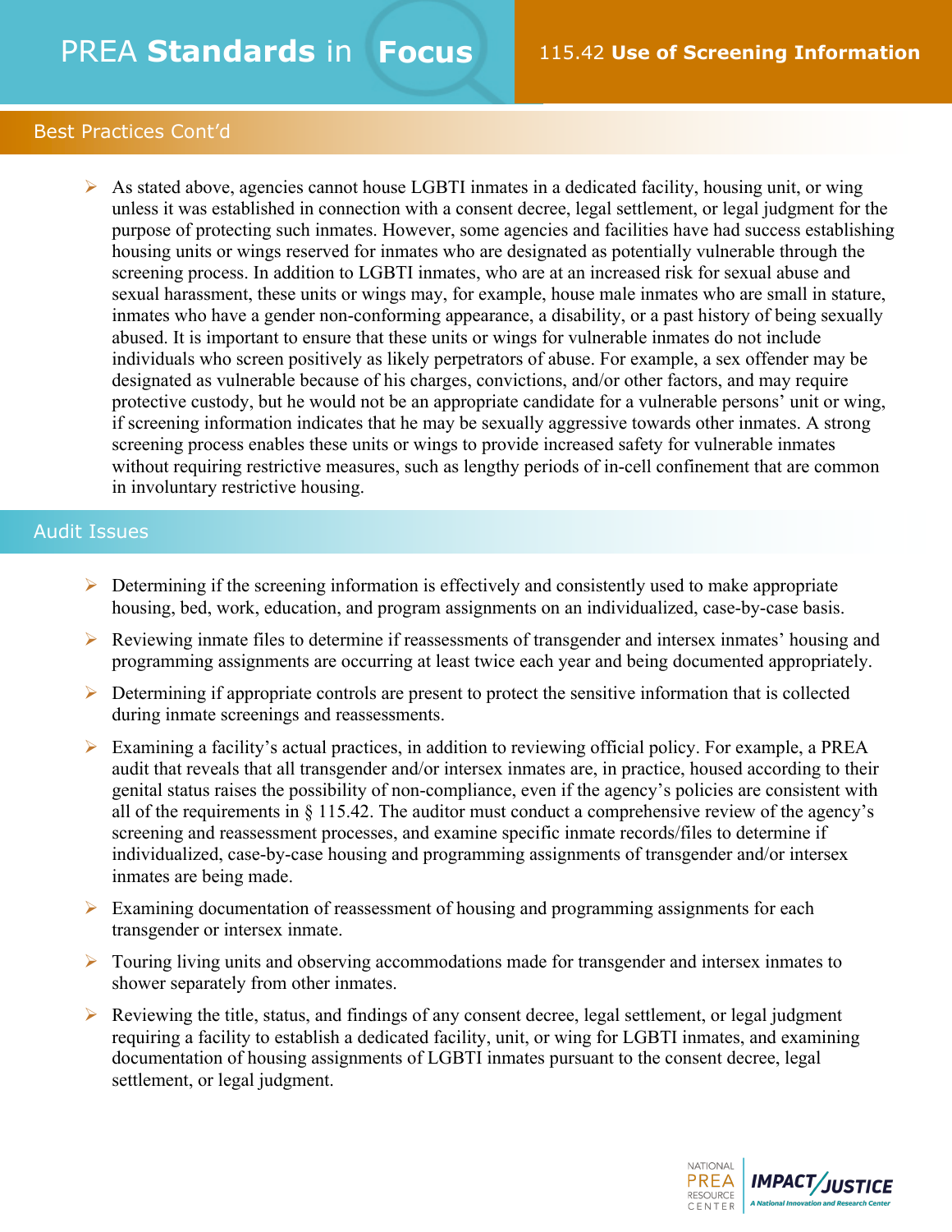## Best Practices Cont'd

- As stated above, agencies cannot house LGBTI inmates in a dedicated facility, housing unit, or wing unless it was established in connection with a consent decree, legal settlement, or legal judgment for the purpose of protecting such inmates. However, some agencies and facilities have had success establishing housing units or wings reserved for inmates who are designated as potentially vulnerable through the screening process. In addition to LGBTI inmates, who are at an increased risk for sexual abuse and sexual harassment, these units or wings may, for example, house male inmates who are small in stature, inmates who have a gender non-conforming appearance, a disability, or a past history of being sexually abused. It is important to ensure that these units or wings for vulnerable inmates do not include individuals who screen positively as likely perpetrators of abuse. For example, a sex offender may be designated as vulnerable because of his charges, convictions, and/or other factors, and may require protective custody, but he would not be an appropriate candidate for a vulnerable persons' unit or wing, if screening information indicates that he may be sexually aggressive towards other inmates. A strong screening process enables these units or wings to provide increased safety for vulnerable inmates without requiring restrictive measures, such as lengthy periods of in-cell confinement that are common in involuntary restrictive housing.

## Audit Issues

- Determining if the screening information is effectively and consistently used to make appropriate housing, bed, work, education, and program assignments on an individualized, case-by-case basis.
- Reviewing inmate files to determine if reassessments of transgender and intersex inmates' housing and programming assignments are occurring at least twice each year and being documented appropriately.
- Determining if appropriate controls are present to protect the sensitive information that is collected during inmate screenings and reassessments.
- Examining a facility's actual practices, in addition to reviewing official policy. For example, a PREA audit that reveals that all transgender and/or intersex inmates are, in practice, housed according to their genital status raises the possibility of non-compliance, even if the agency's policies are consistent with all of the requirements in § 115.42. The auditor must conduct a comprehensive review of the agency's screening and reassessment processes, and examine specific inmate records/files to determine if individualized, case-by-case housing and programming assignments of transgender and/or intersex inmates are being made.
- Examining documentation of reassessment of housing and programming assignments for each transgender or intersex inmate.
- Touring living units and observing accommodations made for transgender and intersex inmates to shower separately from other inmates.
- Reviewing the title, status, and findings of any consent decree, legal settlement, or legal judgment requiring a facility to establish a dedicated facility, unit, or wing for LGBTI inmates, and examining documentation of housing assignments of LGBTI inmates pursuant to the consent decree, legal settlement, or legal judgment.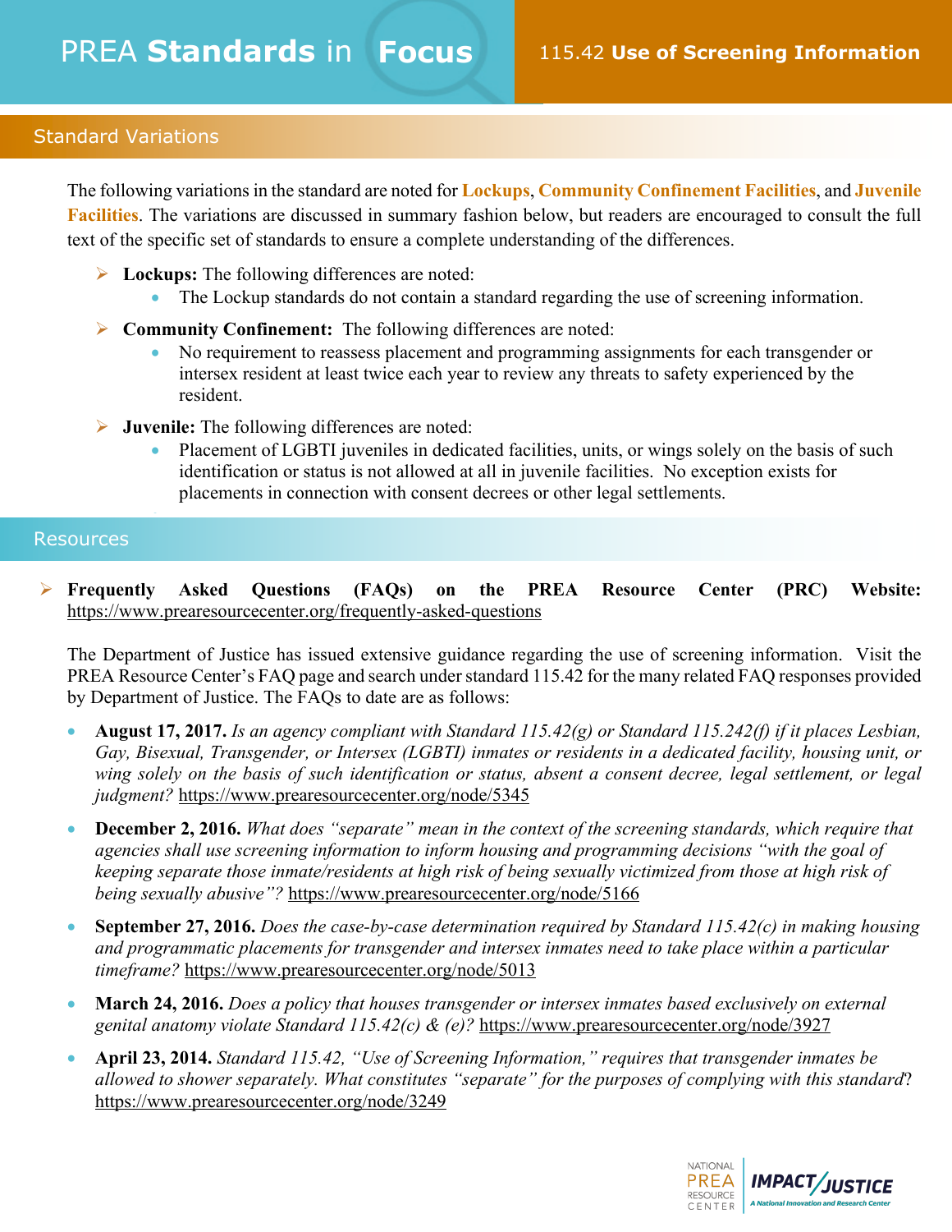## Standard Variations

The following variations in the standard are noted for **Lockups**, **Community Confinement Facilities**, and **Juvenile Facilities**. The variations are discussed in summary fashion below, but readers are encouraged to consult the full text of the specific set of standards to ensure a complete understanding of the differences.

- **Lockups:** The following differences are noted:
  - The Lockup standards do not contain a standard regarding the use of screening information.
- **Community Confinement:** The following differences are noted:
  - No requirement to reassess placement and programming assignments for each transgender or intersex resident at least twice each year to review any threats to safety experienced by the resident.
- **Juvenile:** The following differences are noted:
  - Placement of LGBTI juveniles in dedicated facilities, units, or wings solely on the basis of such identification or status is not allowed at all in juvenile facilities. No exception exists for placements in connection with consent decrees or other legal settlements.

## Resources

- **Frequently Asked Questions (FAQs) on the PREA Resource Center (PRC) Website:** https://www.prearesourcecenter.org/frequently-asked-questions

The Department of Justice has issued extensive guidance regarding the use of screening information. Visit the PREA Resource Center's FAQ page and search under standard 115.42 for the many related FAQ responses provided by Department of Justice. The FAQs to date are as follows:

- **August 17, 2017.** *Is an agency compliant with Standard 115.42(g) or Standard 115.242(f) if it places Lesbian, Gay, Bisexual, Transgender, or Intersex (LGBTI) inmates or residents in a dedicated facility, housing unit, or wing solely on the basis of such identification or status, absent a consent decree, legal settlement, or legal judgment?* https://www.prearesourcecenter.org/node/5345
- **December 2, 2016.** *What does "separate" mean in the context of the screening standards, which require that agencies shall use screening information to inform housing and programming decisions "with the goal of keeping separate those inmate/residents at high risk of being sexually victimized from those at high risk of being sexually abusive"?* https://www.prearesourcecenter.org/node/5166
- **September 27, 2016.** *Does the case-by-case determination required by Standard 115.42(c) in making housing and programmatic placements for transgender and intersex inmates need to take place within a particular timeframe?* https://www.prearesourcecenter.org/node/5013
- **March 24, 2016.** *Does a policy that houses transgender or intersex inmates based exclusively on external genital anatomy violate Standard 115.42(c) & (e)?* https://www.prearesourcecenter.org/node/3927
- **April 23, 2014.** *Standard 115.42, "Use of Screening Information," requires that transgender inmates be allowed to shower separately. What constitutes "separate" for the purposes of complying with this standard?* https://www.prearesourcecenter.org/node/3249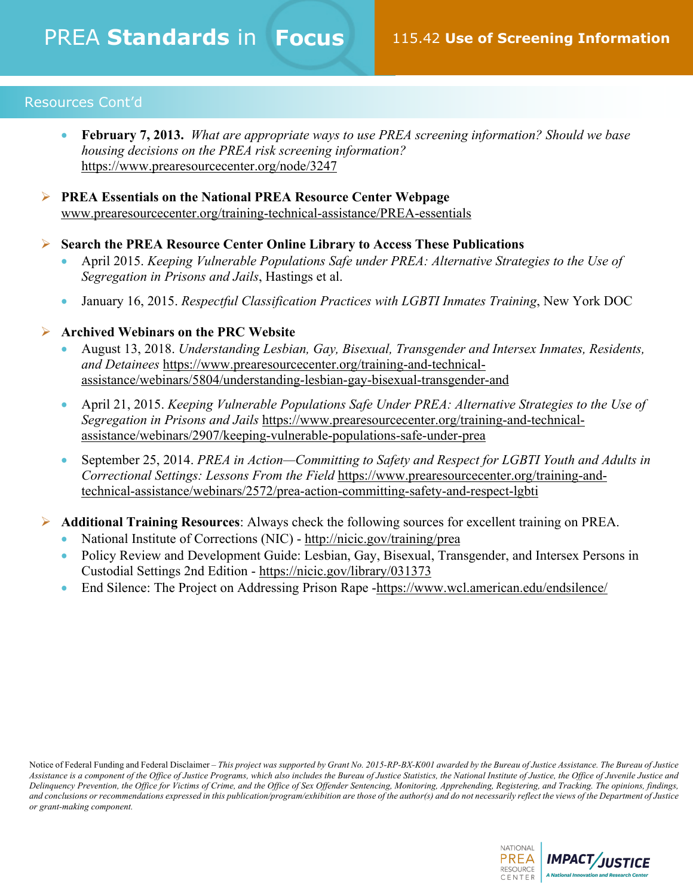## Resources Cont'd

- **February 7, 2013.** *What are appropriate ways to use PREA screening information? Should we base housing decisions on the PREA risk screening information?* https://www.prearesourcecenter.org/node/3247

- **PREA Essentials on the National PREA Resource Center Webpage**
  www.prearesourcecenter.org/training-technical-assistance/PREA-essentials

- **Search the PREA Resource Center Online Library to Access These Publications**
  - April 2015. *Keeping Vulnerable Populations Safe under PREA: Alternative Strategies to the Use of Segregation in Prisons and Jails*, Hastings et al.
  - January 16, 2015. *Respectful Classification Practices with LGBTI Inmates Training*, New York DOC

- **Archived Webinars on the PRC Website**
  - August 13, 2018. *Understanding Lesbian, Gay, Bisexual, Transgender and Intersex Inmates, Residents, and Detainees* https://www.prearesourcecenter.org/training-and-technical-assistance/webinars/5804/understanding-lesbian-gay-bisexual-transgender-and
  - April 21, 2015. *Keeping Vulnerable Populations Safe Under PREA: Alternative Strategies to the Use of Segregation in Prisons and Jails* https://www.prearesourcecenter.org/training-and-technical-assistance/webinars/2907/keeping-vulnerable-populations-safe-under-prea
  - September 25, 2014. *PREA in Action—Committing to Safety and Respect for LGBTI Youth and Adults in Correctional Settings: Lessons From the Field* https://www.prearesourcecenter.org/training-and-technical-assistance/webinars/2572/prea-action-committing-safety-and-respect-lgbti

- **Additional Training Resources**: Always check the following sources for excellent training on PREA.
  - National Institute of Corrections (NIC) - http://nicic.gov/training/prea
  - Policy Review and Development Guide: Lesbian, Gay, Bisexual, Transgender, and Intersex Persons in Custodial Settings 2nd Edition - https://nicic.gov/library/031373
  - End Silence: The Project on Addressing Prison Rape -https://www.wcl.american.edu/endsilence/

Notice of Federal Funding and Federal Disclaimer – *This project was supported by Grant No. 2015-RP-BX-K001 awarded by the Bureau of Justice Assistance. The Bureau of Justice Assistance is a component of the Office of Justice Programs, which also includes the Bureau of Justice Statistics, the National Institute of Justice, the Office of Juvenile Justice and Delinquency Prevention, the Office for Victims of Crime, and the Office of Sex Offender Sentencing, Monitoring, Apprehending, Registering, and Tracking. The opinions, findings, and conclusions or recommendations expressed in this publication/program/exhibition are those of the author(s) and do not necessarily reflect the views of the Department of Justice or grant-making component.*